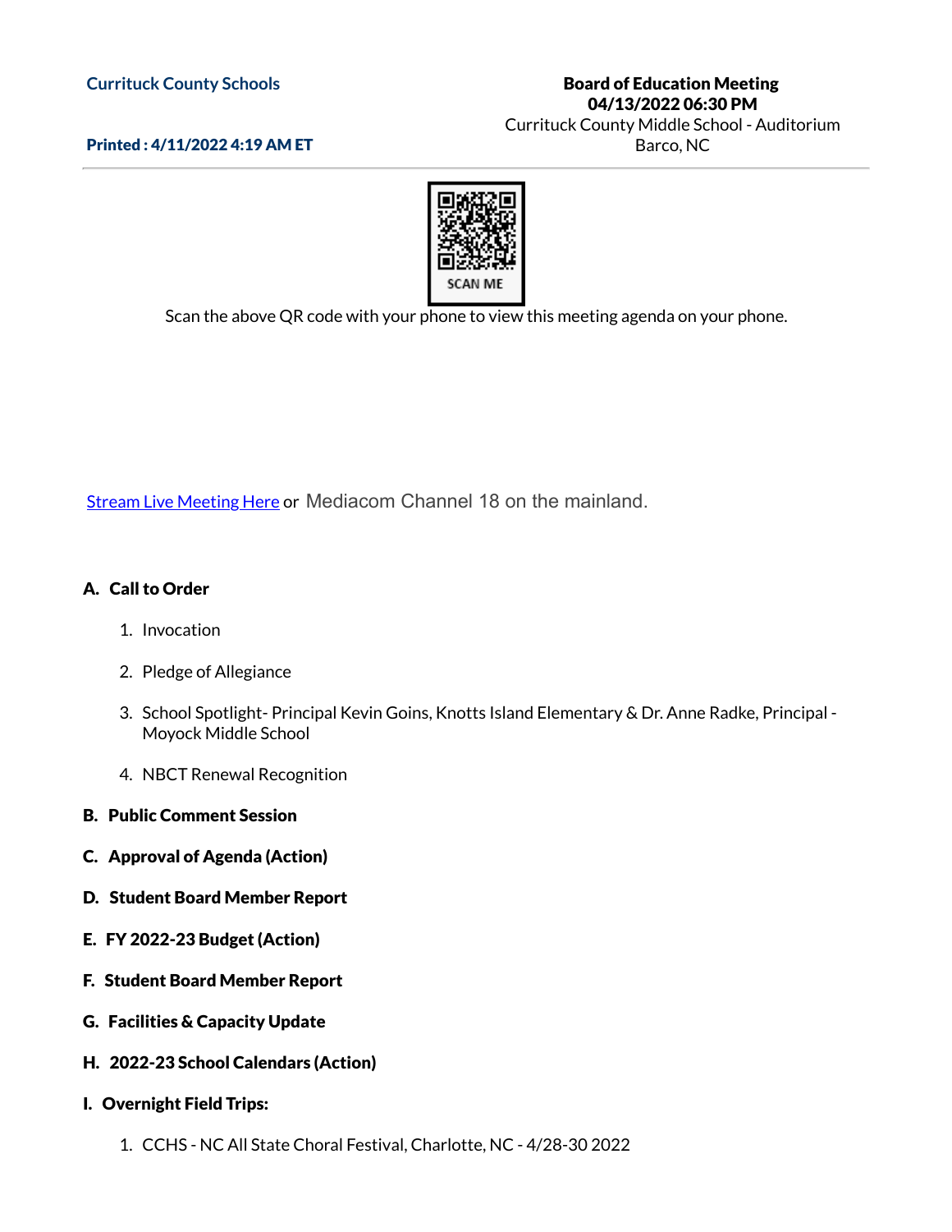**Currituck County Schools**

**Printed : 4/11/2022 4:19 AM ET**

**Board of Education Meeting**
**04/13/2022 06:30 PM**
Currituck County Middle School - Auditorium
Barco, NC

SCAN ME

Scan the above QR code with your phone to view this meeting agenda on your phone.

Stream Live Meeting Here or Mediacom Channel 18 on the mainland.

**A. Call to Order**

1. Invocation
2. Pledge of Allegiance
3. School Spotlight- Principal Kevin Goins, Knotts Island Elementary & Dr. Anne Radke, Principal - Moyock Middle School
4. NBCT Renewal Recognition

**B. Public Comment Session**

**C. Approval of Agenda (Action)**

**D. Student Board Member Report**

**E. FY 2022-23 Budget (Action)**

**F. Student Board Member Report**

**G. Facilities & Capacity Update**

**H. 2022-23 School Calendars (Action)**

**I. Overnight Field Trips:**

1. CCHS - NC All State Choral Festival, Charlotte, NC - 4/28-30 2022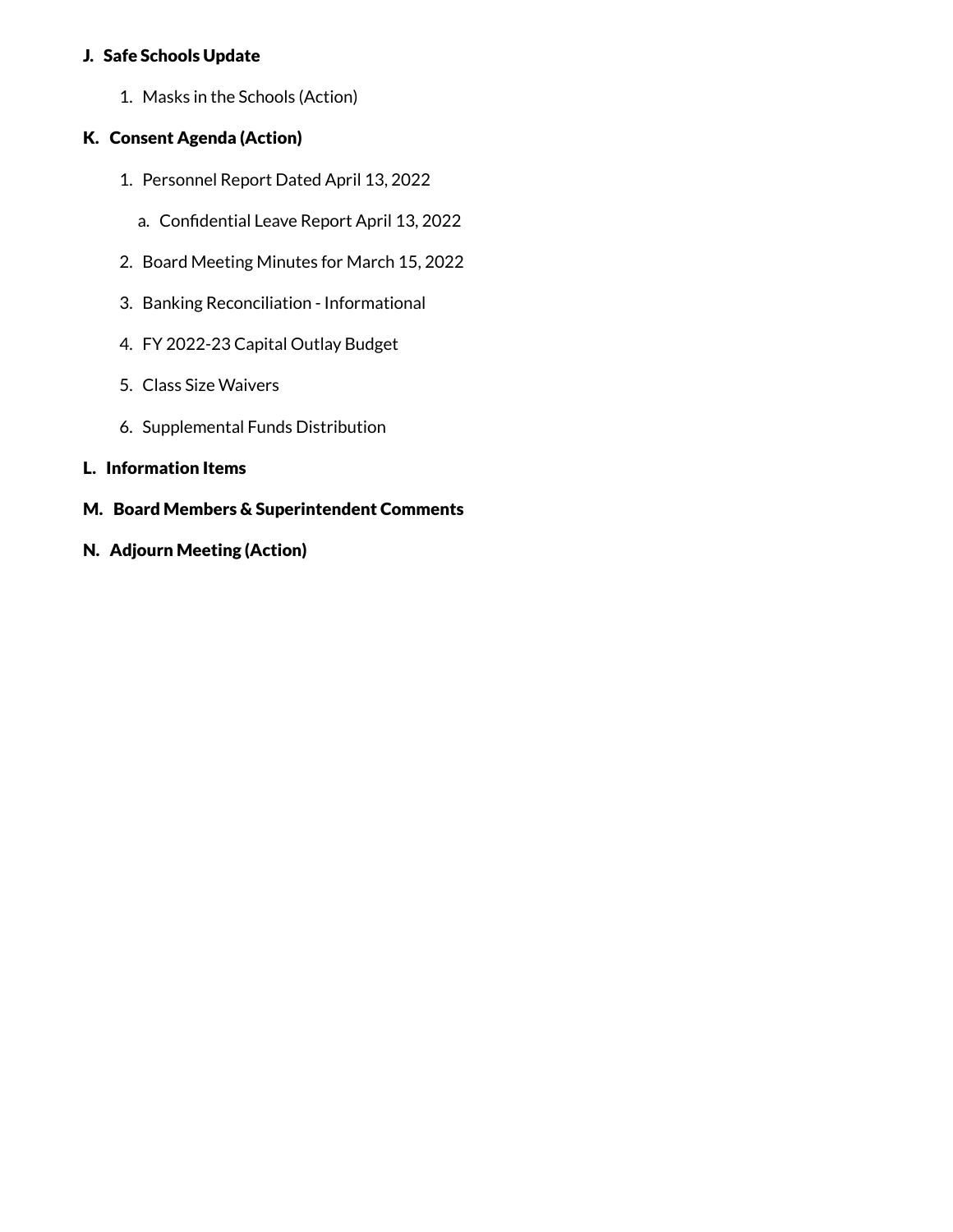**J. Safe Schools Update**

1. Masks in the Schools (Action)

**K. Consent Agenda (Action)**

1. Personnel Report Dated April 13, 2022
   a. Confidential Leave Report April 13, 2022
2. Board Meeting Minutes for March 15, 2022
3. Banking Reconciliation - Informational
4. FY 2022-23 Capital Outlay Budget
5. Class Size Waivers
6. Supplemental Funds Distribution

**L. Information Items**

**M. Board Members & Superintendent Comments**

**N. Adjourn Meeting (Action)**